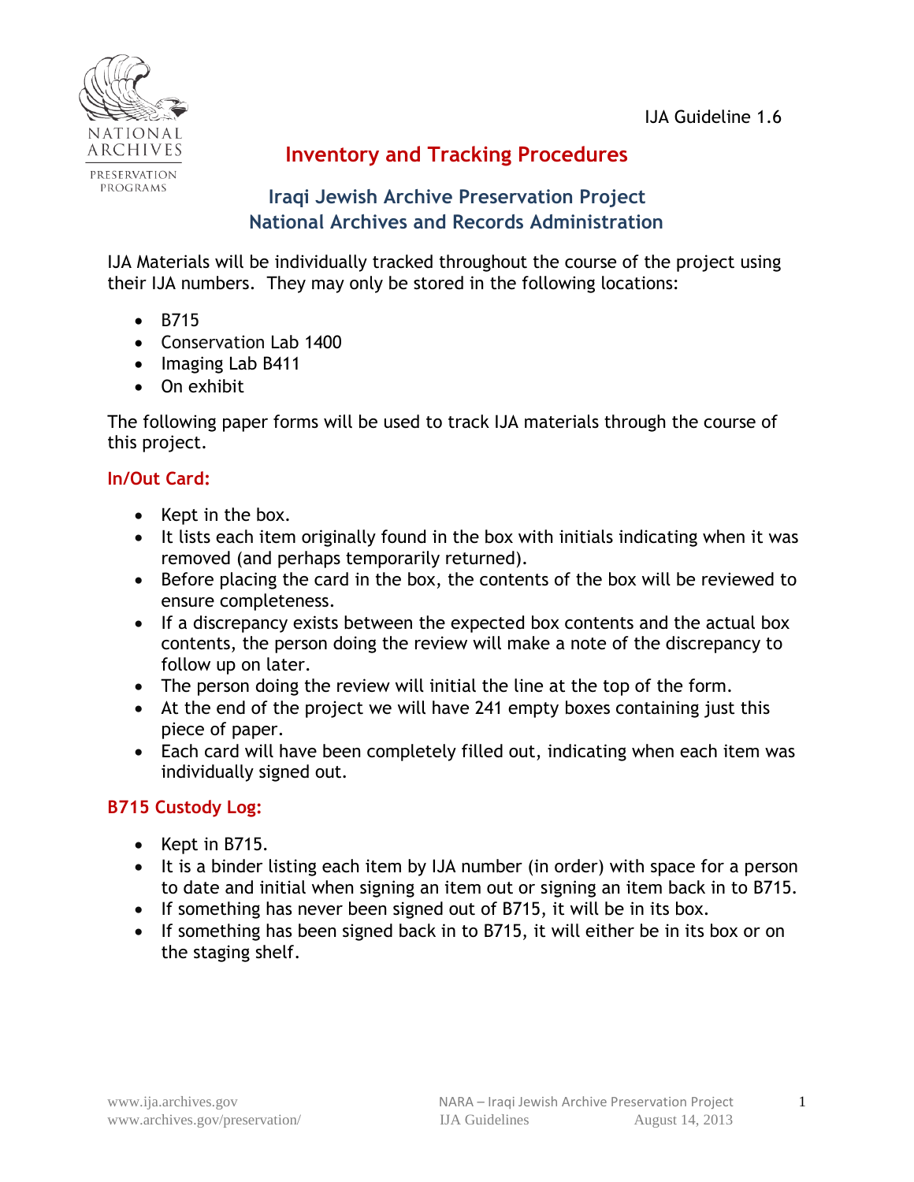IJA Guideline 1.6

# Inventory and Tracking Procedures

## Iraqi Jewish Archive Preservation Project
## National Archives and Records Administration

IJA Materials will be individually tracked throughout the course of the project using their IJA numbers. They may only be stored in the following locations:

- B715
- Conservation Lab 1400
- Imaging Lab B411
- On exhibit

The following paper forms will be used to track IJA materials through the course of this project.

### In/Out Card:

- Kept in the box.
- It lists each item originally found in the box with initials indicating when it was removed (and perhaps temporarily returned).
- Before placing the card in the box, the contents of the box will be reviewed to ensure completeness.
- If a discrepancy exists between the expected box contents and the actual box contents, the person doing the review will make a note of the discrepancy to follow up on later.
- The person doing the review will initial the line at the top of the form.
- At the end of the project we will have 241 empty boxes containing just this piece of paper.
- Each card will have been completely filled out, indicating when each item was individually signed out.

### B715 Custody Log:

- Kept in B715.
- It is a binder listing each item by IJA number (in order) with space for a person to date and initial when signing an item out or signing an item back in to B715.
- If something has never been signed out of B715, it will be in its box.
- If something has been signed back in to B715, it will either be in its box or on the staging shelf.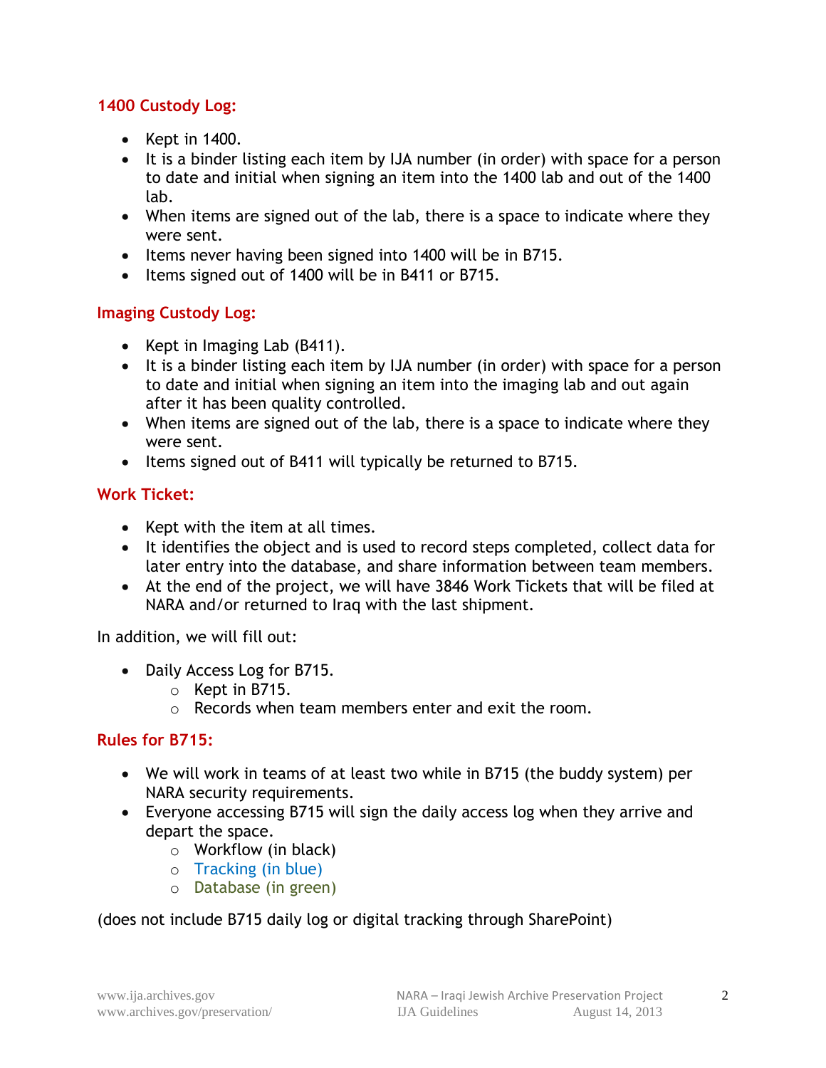### 1400 Custody Log:

- Kept in 1400.
- It is a binder listing each item by IJA number (in order) with space for a person to date and initial when signing an item into the 1400 lab and out of the 1400 lab.
- When items are signed out of the lab, there is a space to indicate where they were sent.
- Items never having been signed into 1400 will be in B715.
- Items signed out of 1400 will be in B411 or B715.

### Imaging Custody Log:

- Kept in Imaging Lab (B411).
- It is a binder listing each item by IJA number (in order) with space for a person to date and initial when signing an item into the imaging lab and out again after it has been quality controlled.
- When items are signed out of the lab, there is a space to indicate where they were sent.
- Items signed out of B411 will typically be returned to B715.

### Work Ticket:

- Kept with the item at all times.
- It identifies the object and is used to record steps completed, collect data for later entry into the database, and share information between team members.
- At the end of the project, we will have 3846 Work Tickets that will be filed at NARA and/or returned to Iraq with the last shipment.

In addition, we will fill out:

- Daily Access Log for B715.
  - Kept in B715.
  - Records when team members enter and exit the room.

### Rules for B715:

- We will work in teams of at least two while in B715 (the buddy system) per NARA security requirements.
- Everyone accessing B715 will sign the daily access log when they arrive and depart the space.
  - Workflow (in black)
  - Tracking (in blue)
  - Database (in green)

(does not include B715 daily log or digital tracking through SharePoint)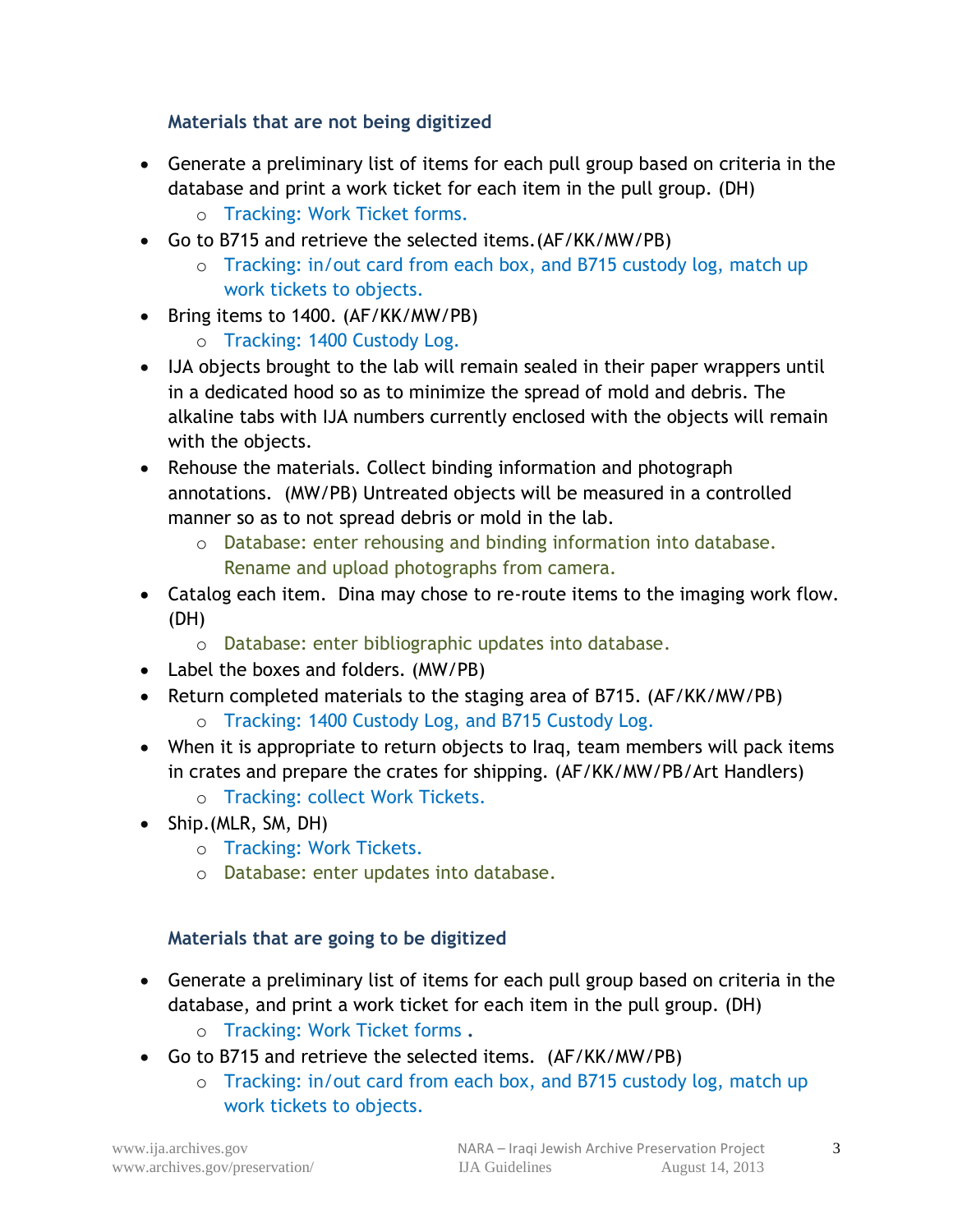### Materials that are not being digitized

- Generate a preliminary list of items for each pull group based on criteria in the database and print a work ticket for each item in the pull group. (DH)
  - Tracking: Work Ticket forms.
- Go to B715 and retrieve the selected items.(AF/KK/MW/PB)
  - Tracking: in/out card from each box, and B715 custody log, match up work tickets to objects.
- Bring items to 1400. (AF/KK/MW/PB)
  - Tracking: 1400 Custody Log.
- IJA objects brought to the lab will remain sealed in their paper wrappers until in a dedicated hood so as to minimize the spread of mold and debris. The alkaline tabs with IJA numbers currently enclosed with the objects will remain with the objects.
- Rehouse the materials. Collect binding information and photograph annotations. (MW/PB) Untreated objects will be measured in a controlled manner so as to not spread debris or mold in the lab.
  - Database: enter rehousing and binding information into database. Rename and upload photographs from camera.
- Catalog each item. Dina may chose to re-route items to the imaging work flow. (DH)
  - Database: enter bibliographic updates into database.
- Label the boxes and folders. (MW/PB)
- Return completed materials to the staging area of B715. (AF/KK/MW/PB)
  - Tracking: 1400 Custody Log, and B715 Custody Log.
- When it is appropriate to return objects to Iraq, team members will pack items in crates and prepare the crates for shipping. (AF/KK/MW/PB/Art Handlers)
  - Tracking: collect Work Tickets.
- Ship.(MLR, SM, DH)
  - Tracking: Work Tickets.
  - Database: enter updates into database.

### Materials that are going to be digitized

- Generate a preliminary list of items for each pull group based on criteria in the database, and print a work ticket for each item in the pull group. (DH)
  - Tracking: Work Ticket forms .
- Go to B715 and retrieve the selected items. (AF/KK/MW/PB)
  - Tracking: in/out card from each box, and B715 custody log, match up work tickets to objects.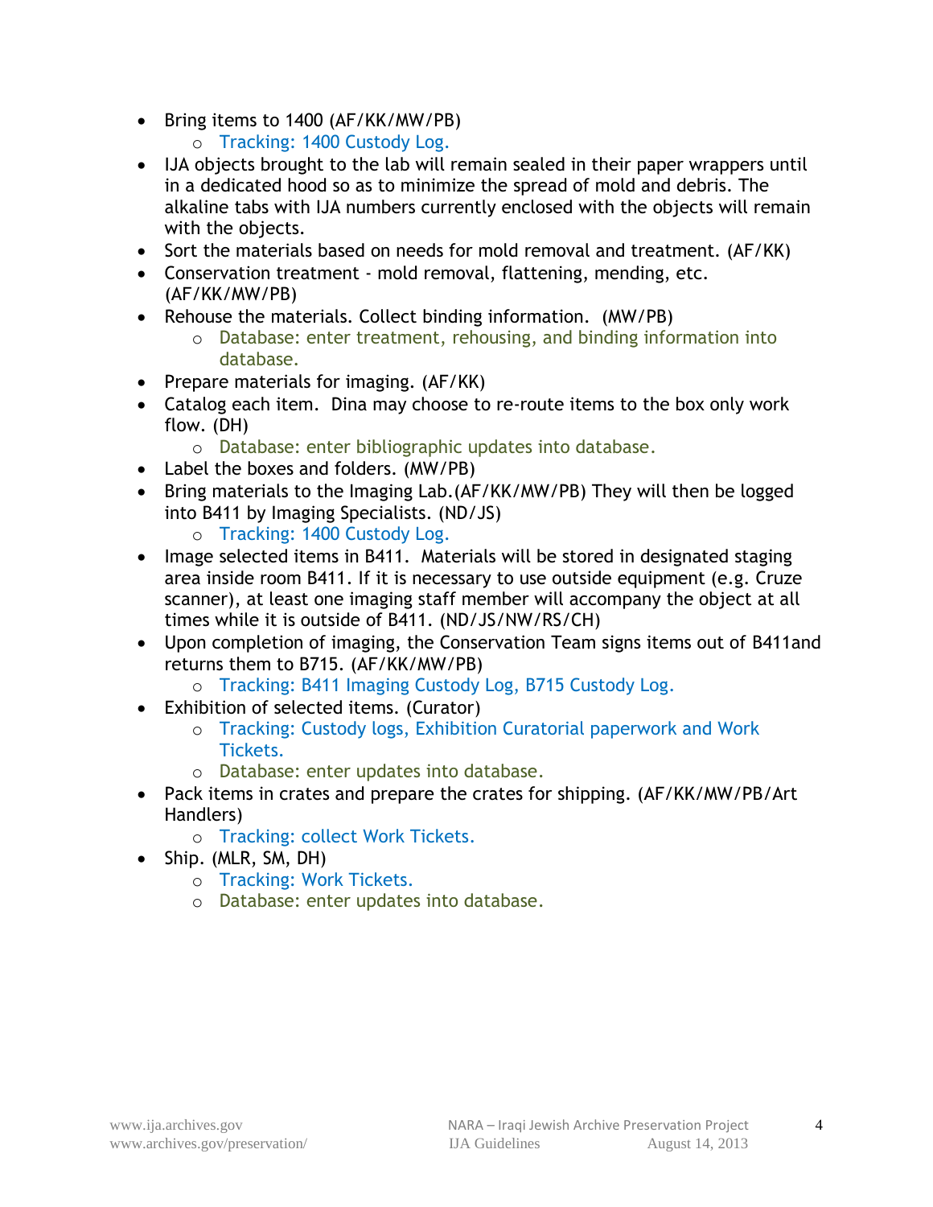- Bring items to 1400 (AF/KK/MW/PB)
  - Tracking: 1400 Custody Log.
- IJA objects brought to the lab will remain sealed in their paper wrappers until in a dedicated hood so as to minimize the spread of mold and debris. The alkaline tabs with IJA numbers currently enclosed with the objects will remain with the objects.
- Sort the materials based on needs for mold removal and treatment. (AF/KK)
- Conservation treatment - mold removal, flattening, mending, etc. (AF/KK/MW/PB)
- Rehouse the materials. Collect binding information. (MW/PB)
  - Database: enter treatment, rehousing, and binding information into database.
- Prepare materials for imaging. (AF/KK)
- Catalog each item. Dina may choose to re-route items to the box only work flow. (DH)
  - Database: enter bibliographic updates into database.
- Label the boxes and folders. (MW/PB)
- Bring materials to the Imaging Lab.(AF/KK/MW/PB) They will then be logged into B411 by Imaging Specialists. (ND/JS)
  - Tracking: 1400 Custody Log.
- Image selected items in B411. Materials will be stored in designated staging area inside room B411. If it is necessary to use outside equipment (e.g. Cruze scanner), at least one imaging staff member will accompany the object at all times while it is outside of B411. (ND/JS/NW/RS/CH)
- Upon completion of imaging, the Conservation Team signs items out of B411and returns them to B715. (AF/KK/MW/PB)
  - Tracking: B411 Imaging Custody Log, B715 Custody Log.
- Exhibition of selected items. (Curator)
  - Tracking: Custody logs, Exhibition Curatorial paperwork and Work Tickets.
  - Database: enter updates into database.
- Pack items in crates and prepare the crates for shipping. (AF/KK/MW/PB/Art Handlers)
  - Tracking: collect Work Tickets.
- Ship. (MLR, SM, DH)
  - Tracking: Work Tickets.
  - Database: enter updates into database.